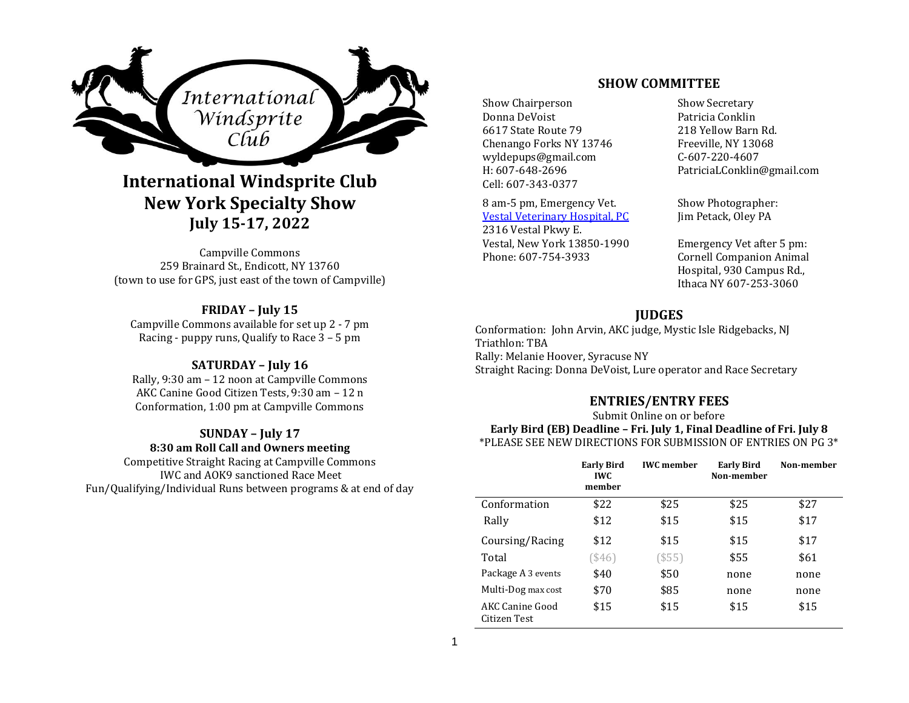# International Windsprite Club New York Specialty Show July 15-17, 2022

Campville Commons
259 Brainard St., Endicott, NY 13760
(town to use for GPS, just east of the town of Campville)

### FRIDAY – July 15

Campville Commons available for set up 2 - 7 pm
Racing - puppy runs, Qualify to Race 3 – 5 pm

### SATURDAY – July 16

Rally, 9:30 am – 12 noon at Campville Commons
AKC Canine Good Citizen Tests, 9:30 am – 12 n
Conformation, 1:00 pm at Campville Commons

### SUNDAY – July 17

**8:30 am Roll Call and Owners meeting**

Competitive Straight Racing at Campville Commons
IWC and AOK9 sanctioned Race Meet
Fun/Qualifying/Individual Runs between programs & at end of day

## SHOW COMMITTEE

Show Chairperson
Donna DeVoist
6617 State Route 79
Chenango Forks NY 13746
wyldepups@gmail.com
H: 607-648-2696
Cell: 607-343-0377

Show Secretary
Patricia Conklin
218 Yellow Barn Rd.
Freeville, NY 13068
C-607-220-4607
PatriciaLConklin@gmail.com

8 am-5 pm, Emergency Vet.
Vestal Veterinary Hospital, PC
2316 Vestal Pkwy E.
Vestal, New York 13850-1990
Phone: 607-754-3933

Show Photographer:
Jim Petack, Oley PA

Emergency Vet after 5 pm:
Cornell Companion Animal Hospital, 930 Campus Rd., Ithaca NY 607-253-3060

## JUDGES

Conformation: John Arvin, AKC judge, Mystic Isle Ridgebacks, NJ
Triathlon: TBA
Rally: Melanie Hoover, Syracuse NY
Straight Racing: Donna DeVoist, Lure operator and Race Secretary

## ENTRIES/ENTRY FEES

Submit Online on or before
**Early Bird (EB) Deadline – Fri. July 1, Final Deadline of Fri. July 8**
*PLEASE SEE NEW DIRECTIONS FOR SUBMISSION OF ENTRIES ON PG 3*

| | Early Bird IWC member | IWC member | Early Bird Non-member | Non-member |
|---|---|---|---|---|
| Conformation | $22 | $25 | $25 | $27 |
| Rally | $12 | $15 | $15 | $17 |
| Coursing/Racing | $12 | $15 | $15 | $17 |
| Total | ($46) | ($55) | $55 | $61 |
| Package A 3 events | $40 | $50 | none | none |
| Multi-Dog max cost | $70 | $85 | none | none |
| AKC Canine Good Citizen Test | $15 | $15 | $15 | $15 |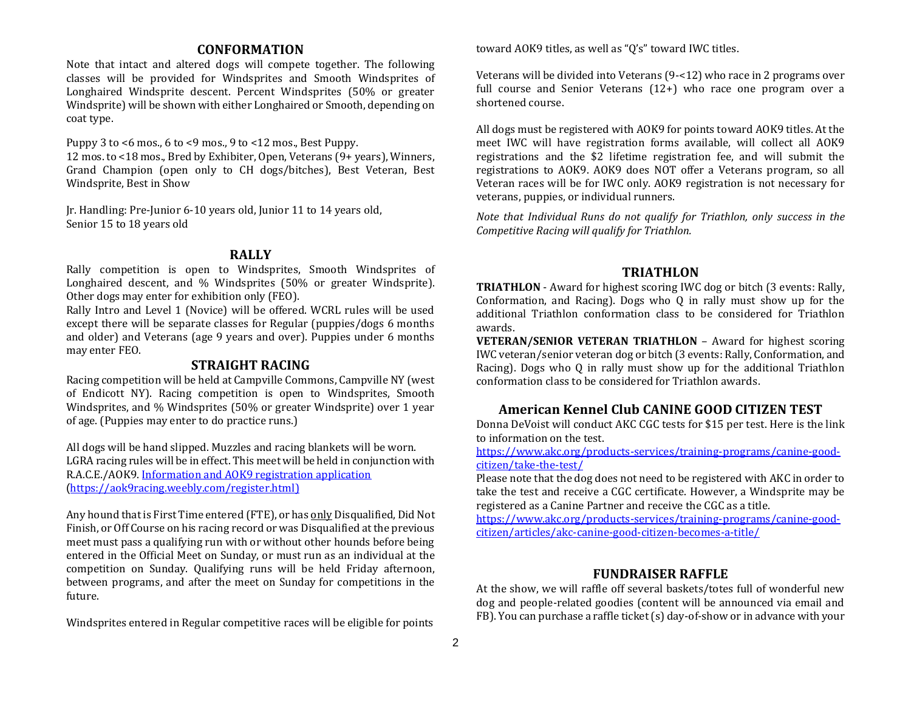## CONFORMATION

Note that intact and altered dogs will compete together. The following classes will be provided for Windsprites and Smooth Windsprites of Longhaired Windsprite descent. Percent Windsprites (50% or greater Windsprite) will be shown with either Longhaired or Smooth, depending on coat type.

Puppy 3 to <6 mos., 6 to <9 mos., 9 to <12 mos., Best Puppy.
12 mos. to <18 mos., Bred by Exhibiter, Open, Veterans (9+ years), Winners, Grand Champion (open only to CH dogs/bitches), Best Veteran, Best Windsprite, Best in Show

Jr. Handling: Pre-Junior 6-10 years old, Junior 11 to 14 years old,
Senior 15 to 18 years old

## RALLY

Rally competition is open to Windsprites, Smooth Windsprites of Longhaired descent, and % Windsprites (50% or greater Windsprite). Other dogs may enter for exhibition only (FEO).
Rally Intro and Level 1 (Novice) will be offered. WCRL rules will be used except there will be separate classes for Regular (puppies/dogs 6 months and older) and Veterans (age 9 years and over). Puppies under 6 months may enter FEO.

## STRAIGHT RACING

Racing competition will be held at Campville Commons, Campville NY (west of Endicott NY). Racing competition is open to Windsprites, Smooth Windsprites, and % Windsprites (50% or greater Windsprite) over 1 year of age. (Puppies may enter to do practice runs.)

All dogs will be hand slipped. Muzzles and racing blankets will be worn.
LGRA racing rules will be in effect. This meet will be held in conjunction with R.A.C.E./AOK9. [Information and AOK9 registration application](https://aok9racing.weebly.com/register.html) ([https://aok9racing.weebly.com/register.html)](https://aok9racing.weebly.com/register.html)

Any hound that is First Time entered (FTE), or has only Disqualified, Did Not Finish, or Off Course on his racing record or was Disqualified at the previous meet must pass a qualifying run with or without other hounds before being entered in the Official Meet on Sunday, or must run as an individual at the competition on Sunday. Qualifying runs will be held Friday afternoon, between programs, and after the meet on Sunday for competitions in the future.

Windsprites entered in Regular competitive races will be eligible for points toward AOK9 titles, as well as "Q's" toward IWC titles.

Veterans will be divided into Veterans (9-<12) who race in 2 programs over full course and Senior Veterans (12+) who race one program over a shortened course.

All dogs must be registered with AOK9 for points toward AOK9 titles. At the meet IWC will have registration forms available, will collect all AOK9 registrations and the $2 lifetime registration fee, and will submit the registrations to AOK9. AOK9 does NOT offer a Veterans program, so all Veteran races will be for IWC only. AOK9 registration is not necessary for veterans, puppies, or individual runners.

*Note that Individual Runs do not qualify for Triathlon, only success in the Competitive Racing will qualify for Triathlon.*

## TRIATHLON

**TRIATHLON** - Award for highest scoring IWC dog or bitch (3 events: Rally, Conformation, and Racing). Dogs who Q in rally must show up for the additional Triathlon conformation class to be considered for Triathlon awards.

**VETERAN/SENIOR VETERAN TRIATHLON** – Award for highest scoring IWC veteran/senior veteran dog or bitch (3 events: Rally, Conformation, and Racing). Dogs who Q in rally must show up for the additional Triathlon conformation class to be considered for Triathlon awards.

## American Kennel Club CANINE GOOD CITIZEN TEST

Donna DeVoist will conduct AKC CGC tests for $15 per test. Here is the link to information on the test.
[https://www.akc.org/products-services/training-programs/canine-good-citizen/take-the-test/](https://www.akc.org/products-services/training-programs/canine-good-citizen/take-the-test/)
Please note that the dog does not need to be registered with AKC in order to take the test and receive a CGC certificate. However, a Windsprite may be registered as a Canine Partner and receive the CGC as a title.
[https://www.akc.org/products-services/training-programs/canine-good-citizen/articles/akc-canine-good-citizen-becomes-a-title/](https://www.akc.org/products-services/training-programs/canine-good-citizen/articles/akc-canine-good-citizen-becomes-a-title/)

## FUNDRAISER RAFFLE

At the show, we will raffle off several baskets/totes full of wonderful new dog and people-related goodies (content will be announced via email and FB). You can purchase a raffle ticket (s) day-of-show or in advance with your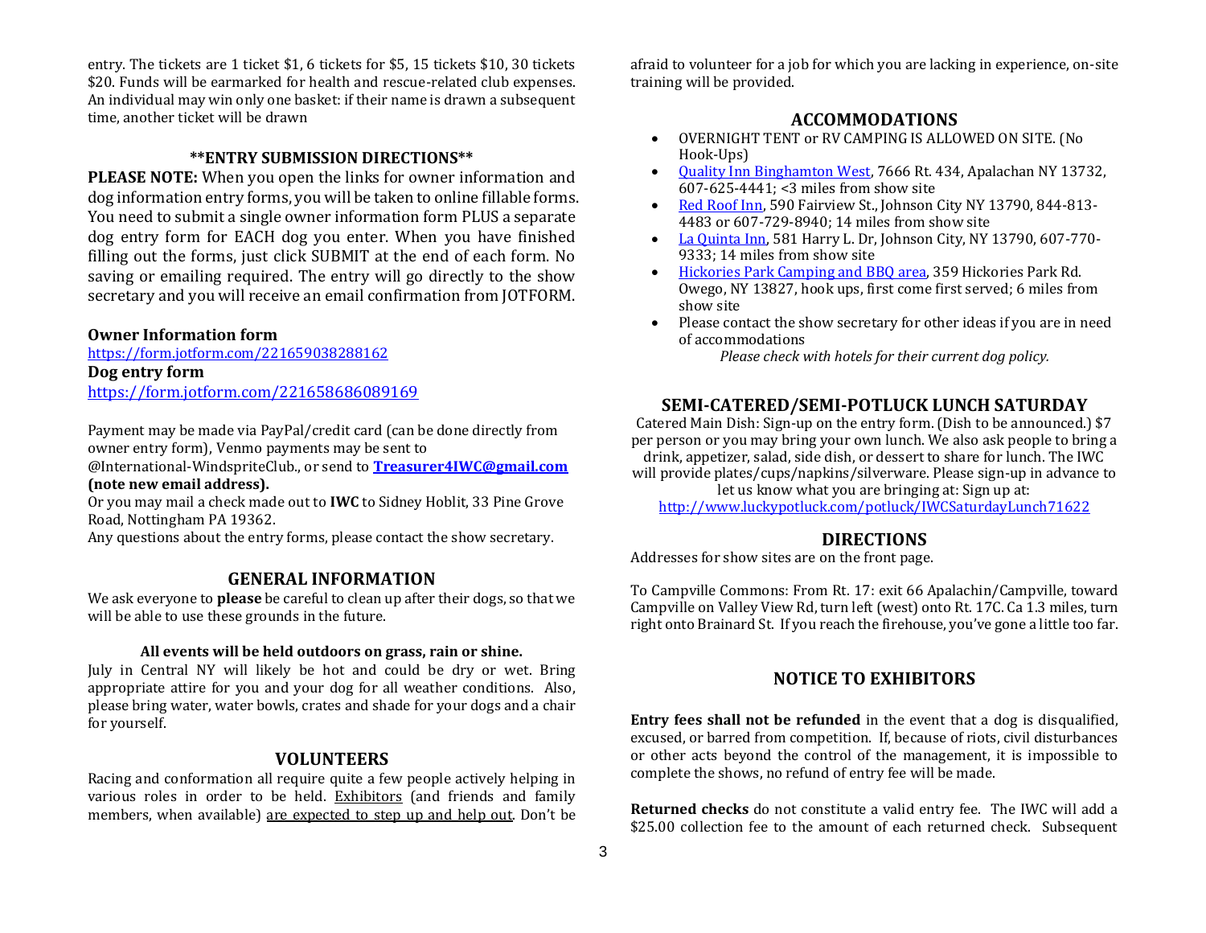entry. The tickets are 1 ticket $1, 6 tickets for $5, 15 tickets $10, 30 tickets $20. Funds will be earmarked for health and rescue-related club expenses. An individual may win only one basket: if their name is drawn a subsequent time, another ticket will be drawn

### **ENTRY SUBMISSION DIRECTIONS**

**PLEASE NOTE:** When you open the links for owner information and dog information entry forms, you will be taken to online fillable forms. You need to submit a single owner information form PLUS a separate dog entry form for EACH dog you enter. When you have finished filling out the forms, just click SUBMIT at the end of each form. No saving or emailing required. The entry will go directly to the show secretary and you will receive an email confirmation from JOTFORM.

**Owner Information form**
https://form.jotform.com/221659038288162
**Dog entry form**
https://form.jotform.com/221658686089169

Payment may be made via PayPal/credit card (can be done directly from owner entry form), Venmo payments may be sent to @International-WindspriteClub., or send to **Treasurer4IWC@gmail.com (note new email address).**
Or you may mail a check made out to **IWC** to Sidney Hoblit, 33 Pine Grove Road, Nottingham PA 19362.
Any questions about the entry forms, please contact the show secretary.

## GENERAL INFORMATION

We ask everyone to **please** be careful to clean up after their dogs, so that we will be able to use these grounds in the future.

**All events will be held outdoors on grass, rain or shine.**
July in Central NY will likely be hot and could be dry or wet. Bring appropriate attire for you and your dog for all weather conditions. Also, please bring water, water bowls, crates and shade for your dogs and a chair for yourself.

## VOLUNTEERS

Racing and conformation all require quite a few people actively helping in various roles in order to be held. Exhibitors (and friends and family members, when available) are expected to step up and help out. Don't be afraid to volunteer for a job for which you are lacking in experience, on-site training will be provided.

## ACCOMMODATIONS

- OVERNIGHT TENT or RV CAMPING IS ALLOWED ON SITE. (No Hook-Ups)
- Quality Inn Binghamton West, 7666 Rt. 434, Apalachan NY 13732, 607-625-4441; <3 miles from show site
- Red Roof Inn, 590 Fairview St., Johnson City NY 13790, 844-813-4483 or 607-729-8940; 14 miles from show site
- La Quinta Inn, 581 Harry L. Dr, Johnson City, NY 13790, 607-770-9333; 14 miles from show site
- Hickories Park Camping and BBQ area, 359 Hickories Park Rd. Owego, NY 13827, hook ups, first come first served; 6 miles from show site
- Please contact the show secretary for other ideas if you are in need of accommodations

*Please check with hotels for their current dog policy.*

## SEMI-CATERED/SEMI-POTLUCK LUNCH SATURDAY

Catered Main Dish: Sign-up on the entry form. (Dish to be announced.) $7 per person or you may bring your own lunch. We also ask people to bring a drink, appetizer, salad, side dish, or dessert to share for lunch. The IWC will provide plates/cups/napkins/silverware. Please sign-up in advance to let us know what you are bringing at: Sign up at:
http://www.luckypotluck.com/potluck/IWCSaturdayLunch71622

## DIRECTIONS

Addresses for show sites are on the front page.

To Campville Commons: From Rt. 17: exit 66 Apalachin/Campville, toward Campville on Valley View Rd, turn left (west) onto Rt. 17C. Ca 1.3 miles, turn right onto Brainard St. If you reach the firehouse, you've gone a little too far.

## NOTICE TO EXHIBITORS

**Entry fees shall not be refunded** in the event that a dog is disqualified, excused, or barred from competition. If, because of riots, civil disturbances or other acts beyond the control of the management, it is impossible to complete the shows, no refund of entry fee will be made.

**Returned checks** do not constitute a valid entry fee. The IWC will add a $25.00 collection fee to the amount of each returned check. Subsequent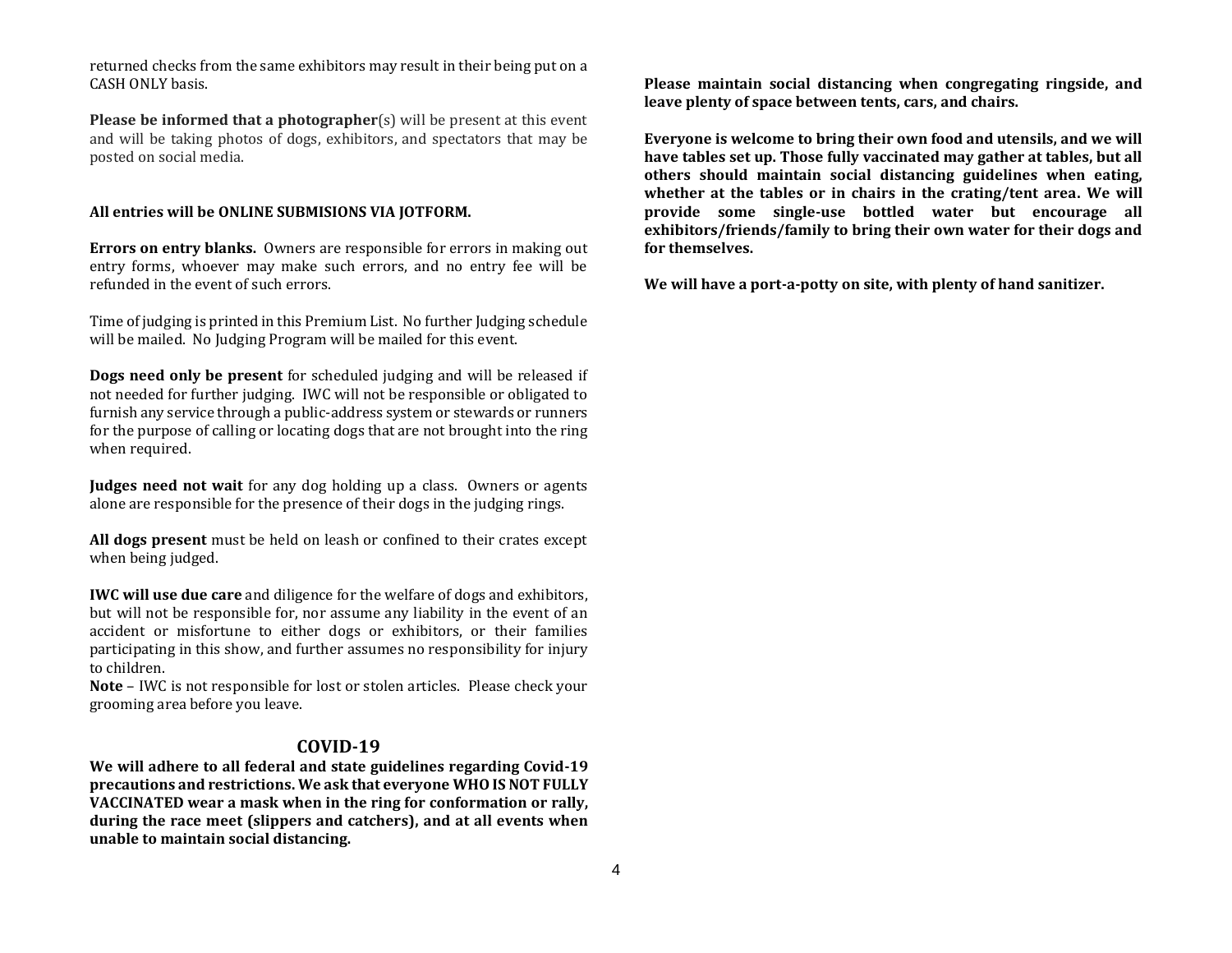returned checks from the same exhibitors may result in their being put on a CASH ONLY basis.

**Please be informed that a photographer**(s) will be present at this event and will be taking photos of dogs, exhibitors, and spectators that may be posted on social media.

**All entries will be ONLINE SUBMISIONS VIA JOTFORM.**

**Errors on entry blanks.** Owners are responsible for errors in making out entry forms, whoever may make such errors, and no entry fee will be refunded in the event of such errors.

Time of judging is printed in this Premium List. No further Judging schedule will be mailed. No Judging Program will be mailed for this event.

**Dogs need only be present** for scheduled judging and will be released if not needed for further judging. IWC will not be responsible or obligated to furnish any service through a public-address system or stewards or runners for the purpose of calling or locating dogs that are not brought into the ring when required.

**Judges need not wait** for any dog holding up a class. Owners or agents alone are responsible for the presence of their dogs in the judging rings.

**All dogs present** must be held on leash or confined to their crates except when being judged.

**IWC will use due care** and diligence for the welfare of dogs and exhibitors, but will not be responsible for, nor assume any liability in the event of an accident or misfortune to either dogs or exhibitors, or their families participating in this show, and further assumes no responsibility for injury to children.

**Note** – IWC is not responsible for lost or stolen articles. Please check your grooming area before you leave.

## COVID-19

**We will adhere to all federal and state guidelines regarding Covid-19 precautions and restrictions. We ask that everyone WHO IS NOT FULLY VACCINATED wear a mask when in the ring for conformation or rally, during the race meet (slippers and catchers), and at all events when unable to maintain social distancing.**

**Please maintain social distancing when congregating ringside, and leave plenty of space between tents, cars, and chairs.**

**Everyone is welcome to bring their own food and utensils, and we will have tables set up. Those fully vaccinated may gather at tables, but all others should maintain social distancing guidelines when eating, whether at the tables or in chairs in the crating/tent area. We will provide some single-use bottled water but encourage all exhibitors/friends/family to bring their own water for their dogs and for themselves.**

**We will have a port-a-potty on site, with plenty of hand sanitizer.**